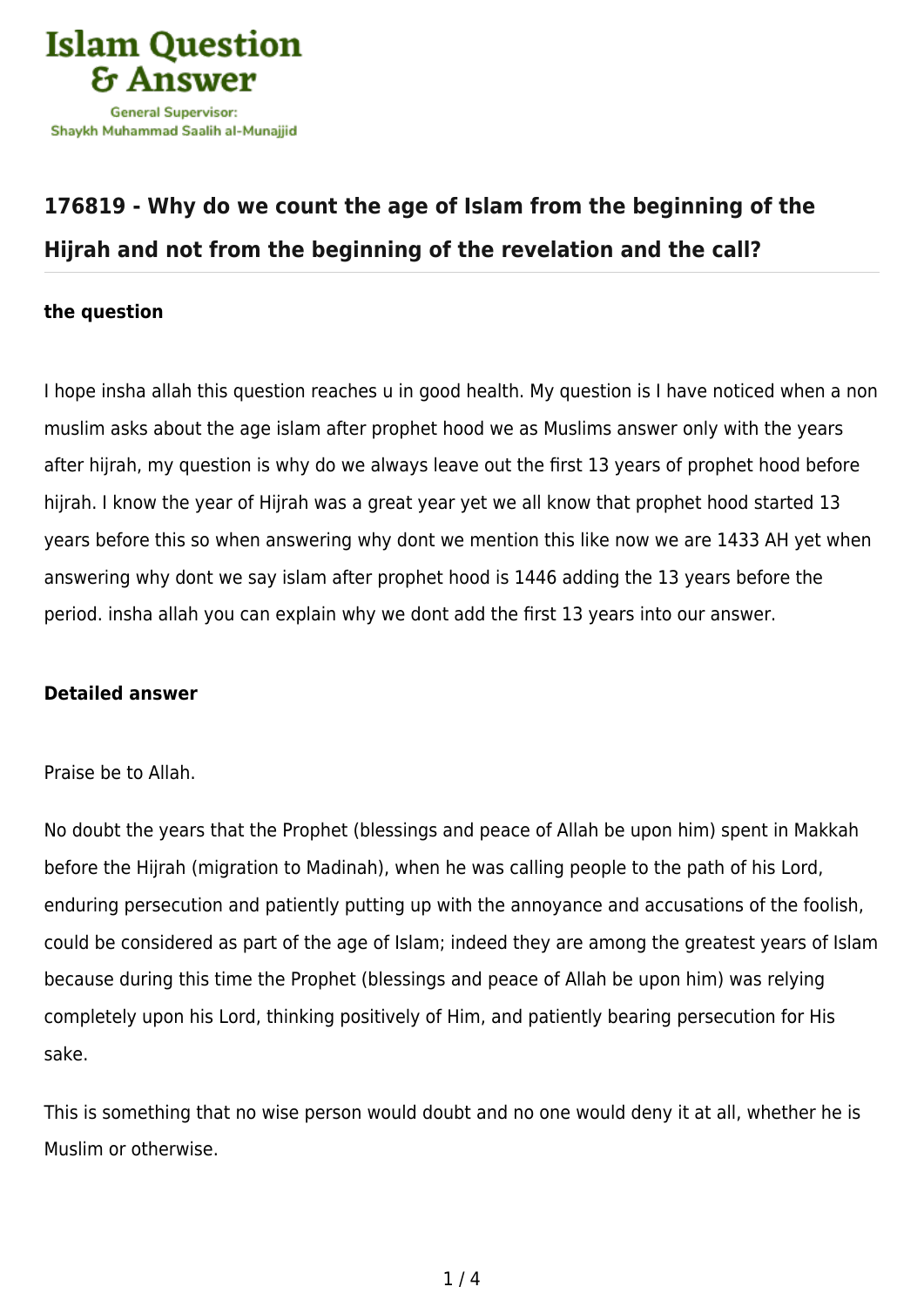## 176819 - Why do we count the age of Islam from the beginning of the Hijrah and not from the beginning of the revelation and the call?

### the question

I hope insha allah this question reaches u in good health. My question is I have noticed when a non muslim asks about the age islam after prophet hood we as Muslims answer only with the years after hijrah, my question is why do we always leave out the first 13 years of prophet hood before hijrah. I know the year of Hijrah was a great year yet we all know that prophet hood started 13 years before this so when answering why dont we mention this like now we are 1433 AH yet when answering why dont we say islam after prophet hood is 1446 adding the 13 years before the period. insha allah you can explain why we dont add the first 13 years into our answer.

### Detailed answer

Praise be to Allah.

No doubt the years that the Prophet (blessings and peace of Allah be upon him) spent in Makkah before the Hijrah (migration to Madinah), when he was calling people to the path of his Lord, enduring persecution and patiently putting up with the annoyance and accusations of the foolish, could be considered as part of the age of Islam; indeed they are among the greatest years of Islam because during this time the Prophet (blessings and peace of Allah be upon him) was relying completely upon his Lord, thinking positively of Him, and patiently bearing persecution for His sake.

This is something that no wise person would doubt and no one would deny it at all, whether he is Muslim or otherwise.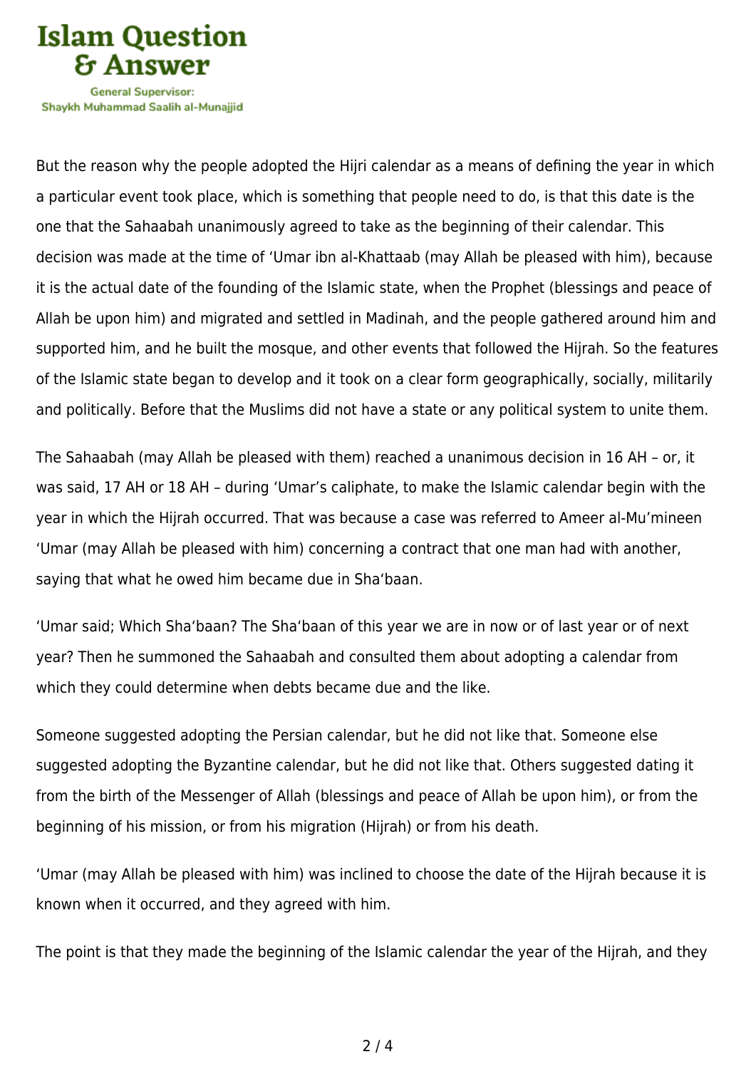But the reason why the people adopted the Hijri calendar as a means of defining the year in which a particular event took place, which is something that people need to do, is that this date is the one that the Sahaabah unanimously agreed to take as the beginning of their calendar. This decision was made at the time of ‘Umar ibn al-Khattaab (may Allah be pleased with him), because it is the actual date of the founding of the Islamic state, when the Prophet (blessings and peace of Allah be upon him) and migrated and settled in Madinah, and the people gathered around him and supported him, and he built the mosque, and other events that followed the Hijrah. So the features of the Islamic state began to develop and it took on a clear form geographically, socially, militarily and politically. Before that the Muslims did not have a state or any political system to unite them.

The Sahaabah (may Allah be pleased with them) reached a unanimous decision in 16 AH – or, it was said, 17 AH or 18 AH – during ‘Umar’s caliphate, to make the Islamic calendar begin with the year in which the Hijrah occurred. That was because a case was referred to Ameer al-Mu’mineen ‘Umar (may Allah be pleased with him) concerning a contract that one man had with another, saying that what he owed him became due in Sha‘baan.

‘Umar said; Which Sha‘baan? The Sha‘baan of this year we are in now or of last year or of next year? Then he summoned the Sahaabah and consulted them about adopting a calendar from which they could determine when debts became due and the like.

Someone suggested adopting the Persian calendar, but he did not like that. Someone else suggested adopting the Byzantine calendar, but he did not like that. Others suggested dating it from the birth of the Messenger of Allah (blessings and peace of Allah be upon him), or from the beginning of his mission, or from his migration (Hijrah) or from his death.

‘Umar (may Allah be pleased with him) was inclined to choose the date of the Hijrah because it is known when it occurred, and they agreed with him.

The point is that they made the beginning of the Islamic calendar the year of the Hijrah, and they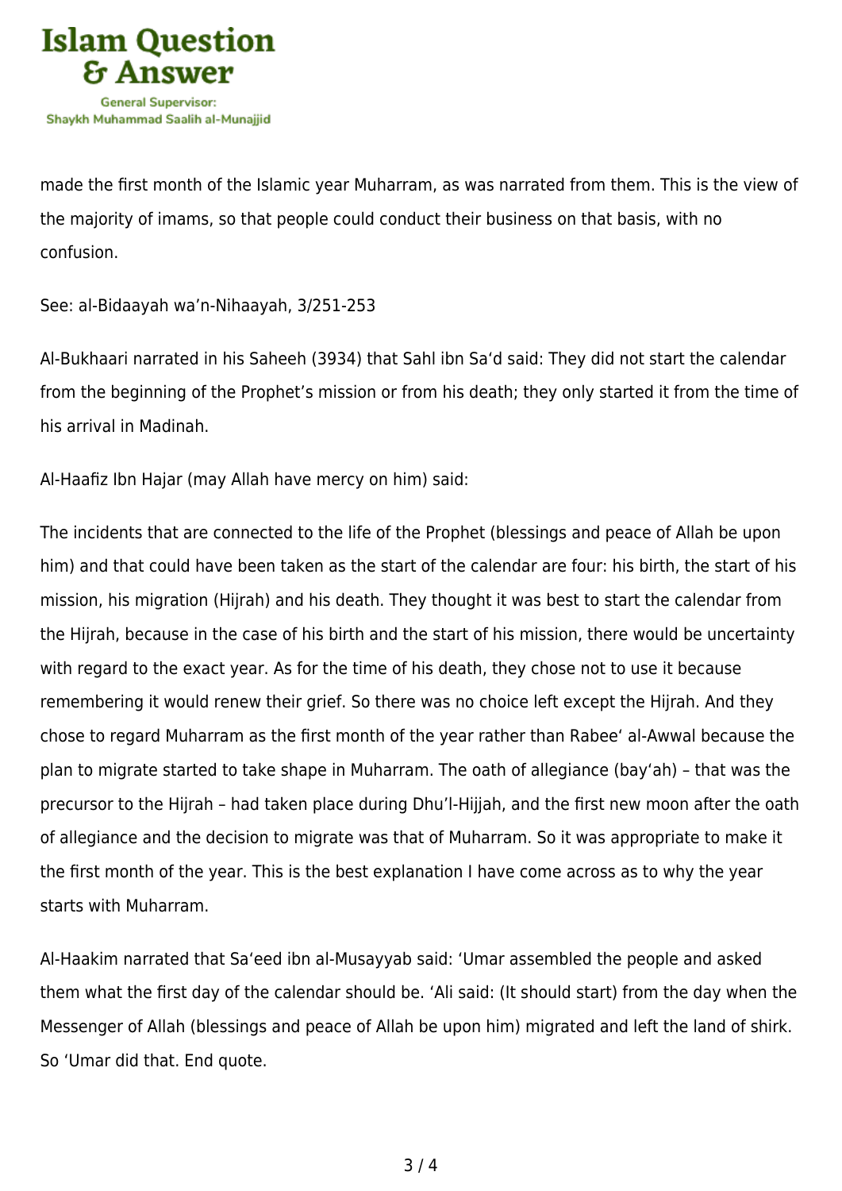made the first month of the Islamic year Muharram, as was narrated from them. This is the view of the majority of imams, so that people could conduct their business on that basis, with no confusion.

See: al-Bidaayah wa'n-Nihaayah, 3/251-253

Al-Bukhaari narrated in his Saheeh (3934) that Sahl ibn Sa'd said: They did not start the calendar from the beginning of the Prophet's mission or from his death; they only started it from the time of his arrival in Madinah.

Al-Haafiz Ibn Hajar (may Allah have mercy on him) said:

The incidents that are connected to the life of the Prophet (blessings and peace of Allah be upon him) and that could have been taken as the start of the calendar are four: his birth, the start of his mission, his migration (Hijrah) and his death. They thought it was best to start the calendar from the Hijrah, because in the case of his birth and the start of his mission, there would be uncertainty with regard to the exact year. As for the time of his death, they chose not to use it because remembering it would renew their grief. So there was no choice left except the Hijrah. And they chose to regard Muharram as the first month of the year rather than Rabee' al-Awwal because the plan to migrate started to take shape in Muharram. The oath of allegiance (bay'ah) – that was the precursor to the Hijrah – had taken place during Dhu'l-Hijjah, and the first new moon after the oath of allegiance and the decision to migrate was that of Muharram. So it was appropriate to make it the first month of the year. This is the best explanation I have come across as to why the year starts with Muharram.

Al-Haakim narrated that Sa'eed ibn al-Musayyab said: 'Umar assembled the people and asked them what the first day of the calendar should be. 'Ali said: (It should start) from the day when the Messenger of Allah (blessings and peace of Allah be upon him) migrated and left the land of shirk. So 'Umar did that. End quote.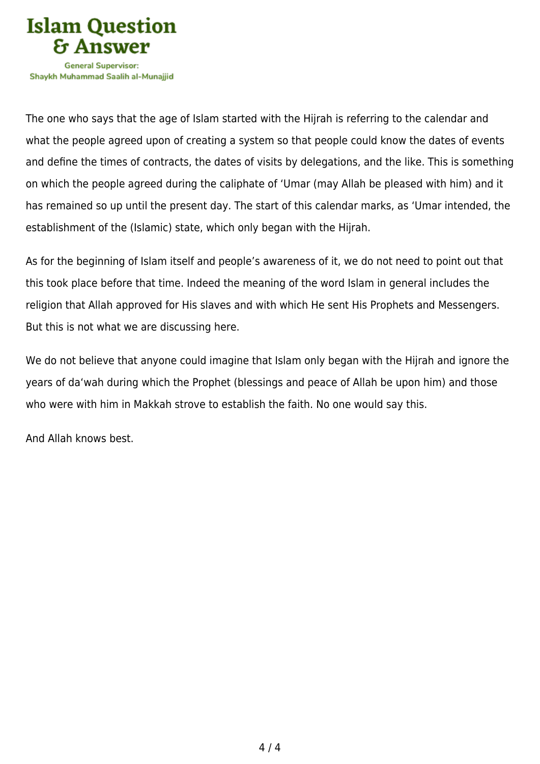The one who says that the age of Islam started with the Hijrah is referring to the calendar and what the people agreed upon of creating a system so that people could know the dates of events and define the times of contracts, the dates of visits by delegations, and the like. This is something on which the people agreed during the caliphate of ‘Umar (may Allah be pleased with him) and it has remained so up until the present day. The start of this calendar marks, as ‘Umar intended, the establishment of the (Islamic) state, which only began with the Hijrah.

As for the beginning of Islam itself and people’s awareness of it, we do not need to point out that this took place before that time. Indeed the meaning of the word Islam in general includes the religion that Allah approved for His slaves and with which He sent His Prophets and Messengers. But this is not what we are discussing here.

We do not believe that anyone could imagine that Islam only began with the Hijrah and ignore the years of da‘wah during which the Prophet (blessings and peace of Allah be upon him) and those who were with him in Makkah strove to establish the faith. No one would say this.

And Allah knows best.